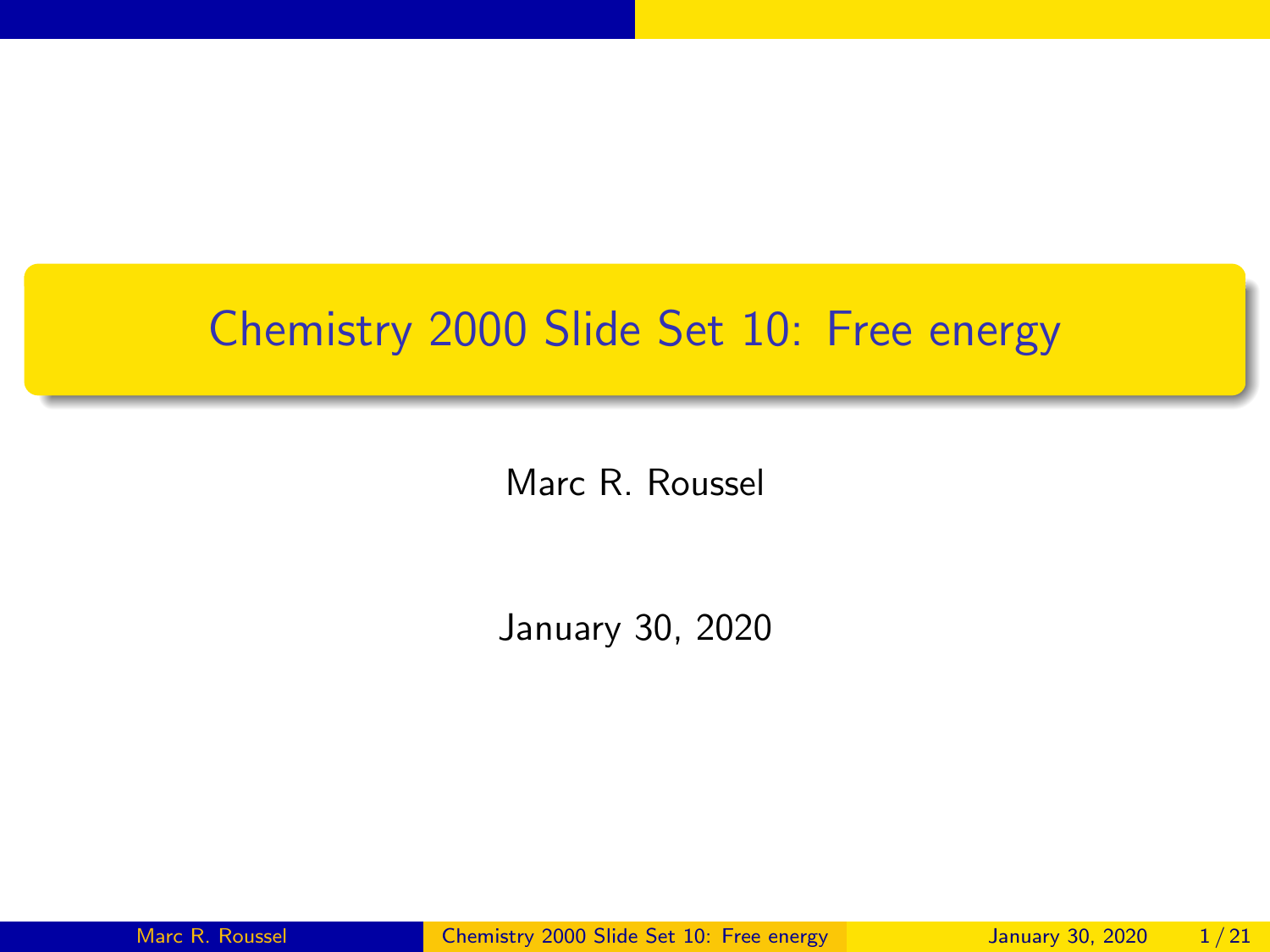# Chemistry 2000 Slide Set 10: Free energy

Marc R. Roussel

January 30, 2020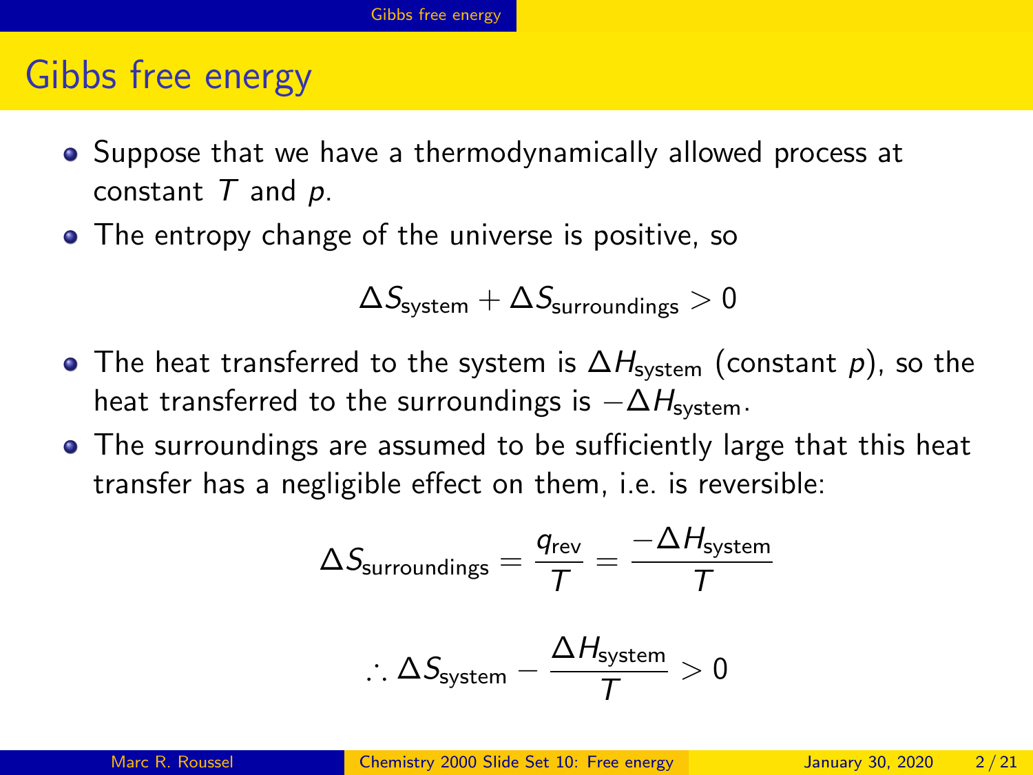# Gibbs free energy

- Suppose that we have a thermodynamically allowed process at constant $T$ and $p$.
- The entropy change of the universe is positive, so

$$\Delta S_{\text{system}} + \Delta S_{\text{surroundings}} > 0$$

- The heat transferred to the system is $\Delta H_{\text{system}}$ (constant $p$), so the heat transferred to the surroundings is $-\Delta H_{\text{system}}$.
- The surroundings are assumed to be sufficiently large that this heat transfer has a negligible effect on them, i.e. is reversible:

$$\Delta S_{\text{surroundings}} = \frac{q_{\text{rev}}}{T} = \frac{-\Delta H_{\text{system}}}{T}$$

$$\therefore \Delta S_{\text{system}} - \frac{\Delta H_{\text{system}}}{T} > 0$$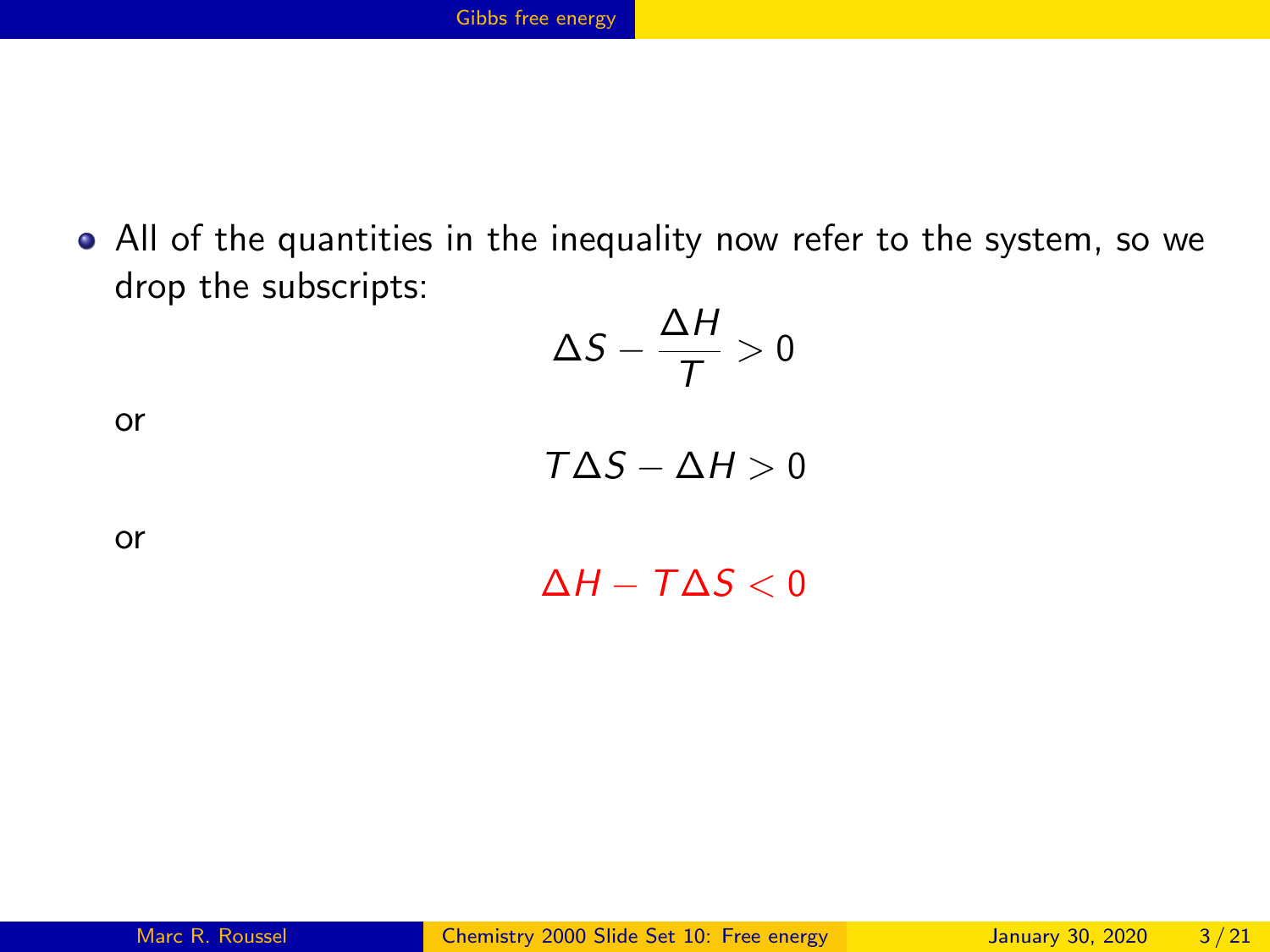- All of the quantities in the inequality now refer to the system, so we drop the subscripts:

$$\Delta S - \frac{\Delta H}{T} > 0$$

or

$$T\Delta S - \Delta H > 0$$

or

$$\Delta H - T\Delta S < 0$$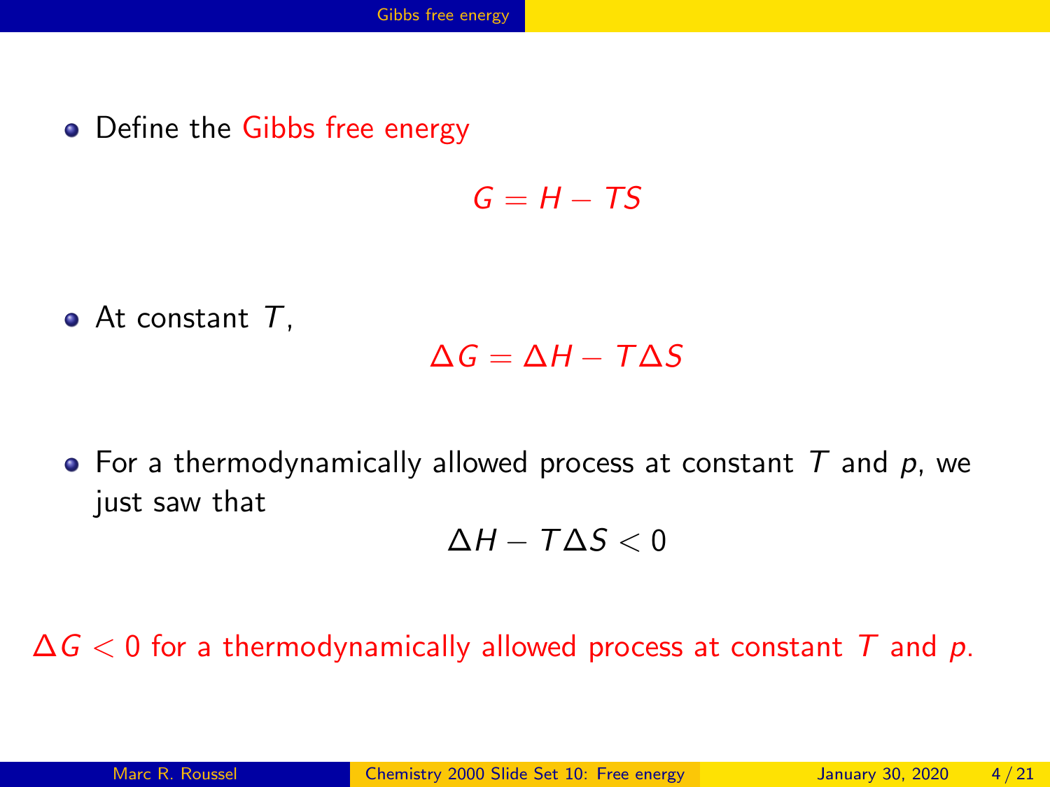- Define the Gibbs free energy

$$G = H - TS$$

- At constant $T$,

$$\Delta G = \Delta H - T\Delta S$$

- For a thermodynamically allowed process at constant $T$ and $p$, we just saw that

$$\Delta H - T\Delta S < 0$$

$\Delta G < 0$ for a thermodynamically allowed process at constant $T$ and $p$.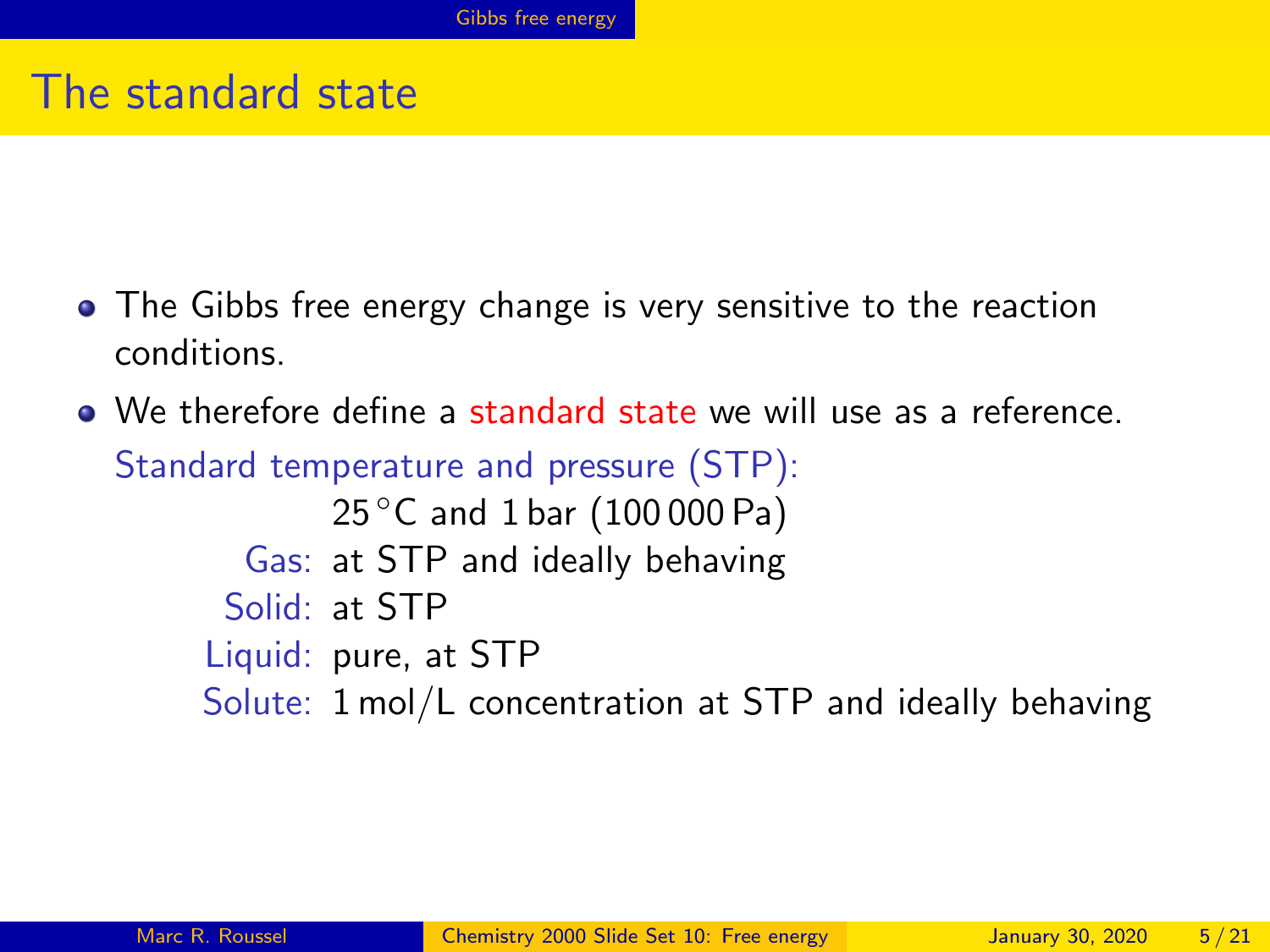# The standard state

- The Gibbs free energy change is very sensitive to the reaction conditions.
- We therefore define a standard state we will use as a reference.

  Standard temperature and pressure (STP):

  $25\,^\circ$C and 1 bar (100 000 Pa)

  Gas: at STP and ideally behaving

  Solid: at STP

  Liquid: pure, at STP

  Solute: 1 mol/L concentration at STP and ideally behaving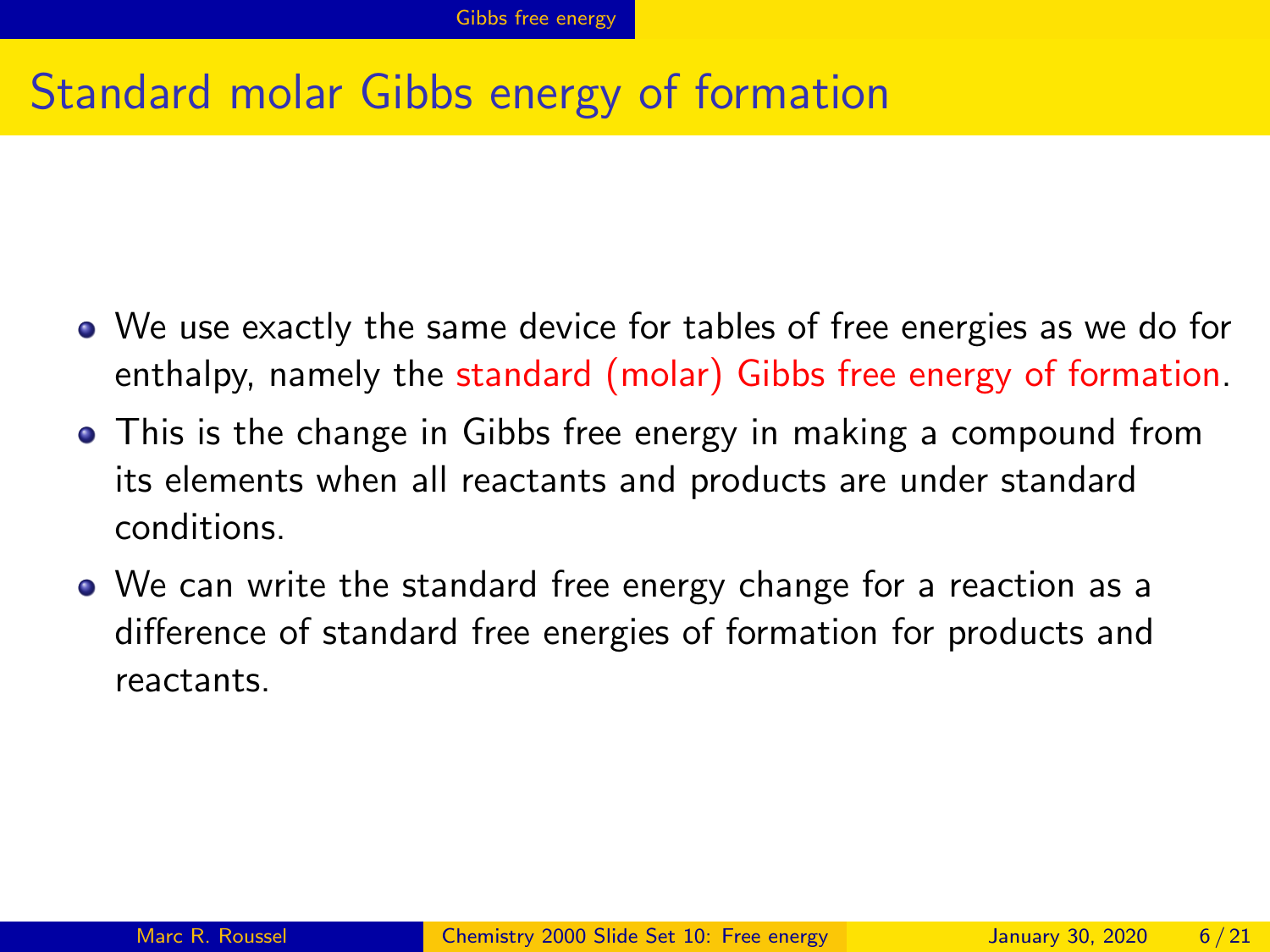# Standard molar Gibbs energy of formation

- We use exactly the same device for tables of free energies as we do for enthalpy, namely the standard (molar) Gibbs free energy of formation.
- This is the change in Gibbs free energy in making a compound from its elements when all reactants and products are under standard conditions.
- We can write the standard free energy change for a reaction as a difference of standard free energies of formation for products and reactants.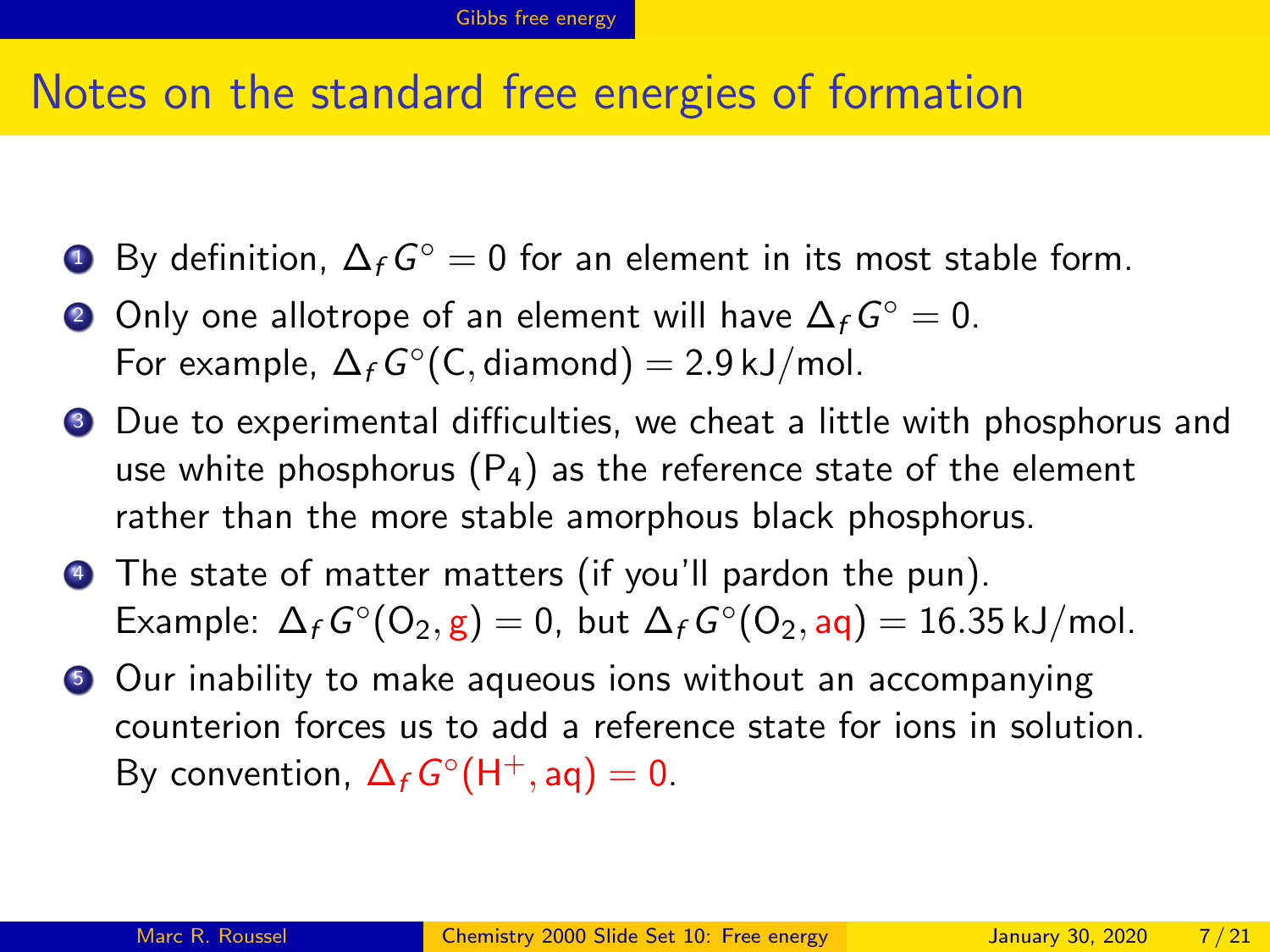# Notes on the standard free energies of formation

1. By definition, $\Delta_f G^\circ = 0$ for an element in its most stable form.
2. Only one allotrope of an element will have $\Delta_f G^\circ = 0$.
   For example, $\Delta_f G^\circ(\text{C, diamond}) = 2.9\,\text{kJ/mol}$.
3. Due to experimental difficulties, we cheat a little with phosphorus and use white phosphorus ($P_4$) as the reference state of the element rather than the more stable amorphous black phosphorus.
4. The state of matter matters (if you'll pardon the pun).
   Example: $\Delta_f G^\circ(O_2, \text{g}) = 0$, but $\Delta_f G^\circ(O_2, \text{aq}) = 16.35\,\text{kJ/mol}$.
5. Our inability to make aqueous ions without an accompanying counterion forces us to add a reference state for ions in solution.
   By convention, $\Delta_f G^\circ(H^+, \text{aq}) = 0$.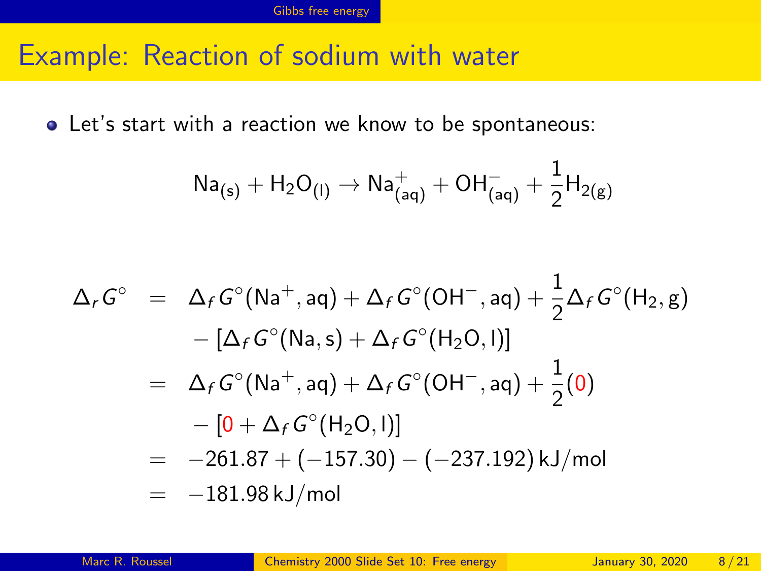# Example: Reaction of sodium with water

- Let's start with a reaction we know to be spontaneous:

$$\mathrm{Na_{(s)} + H_2O_{(l)} \rightarrow Na^+_{(aq)} + OH^-_{(aq)} + \frac{1}{2}H_{2(g)}}$$

$$\begin{aligned}
\Delta_r G^\circ &= \Delta_f G^\circ(\mathrm{Na^+, aq}) + \Delta_f G^\circ(\mathrm{OH^-, aq}) + \frac{1}{2}\Delta_f G^\circ(\mathrm{H_2, g}) \\
&\quad - [\Delta_f G^\circ(\mathrm{Na, s}) + \Delta_f G^\circ(\mathrm{H_2O, l})] \\
&= \Delta_f G^\circ(\mathrm{Na^+, aq}) + \Delta_f G^\circ(\mathrm{OH^-, aq}) + \frac{1}{2}(0) \\
&\quad - [0 + \Delta_f G^\circ(\mathrm{H_2O, l})] \\
&= -261.87 + (-157.30) - (-237.192)\,\mathrm{kJ/mol} \\
&= -181.98\,\mathrm{kJ/mol}
\end{aligned}$$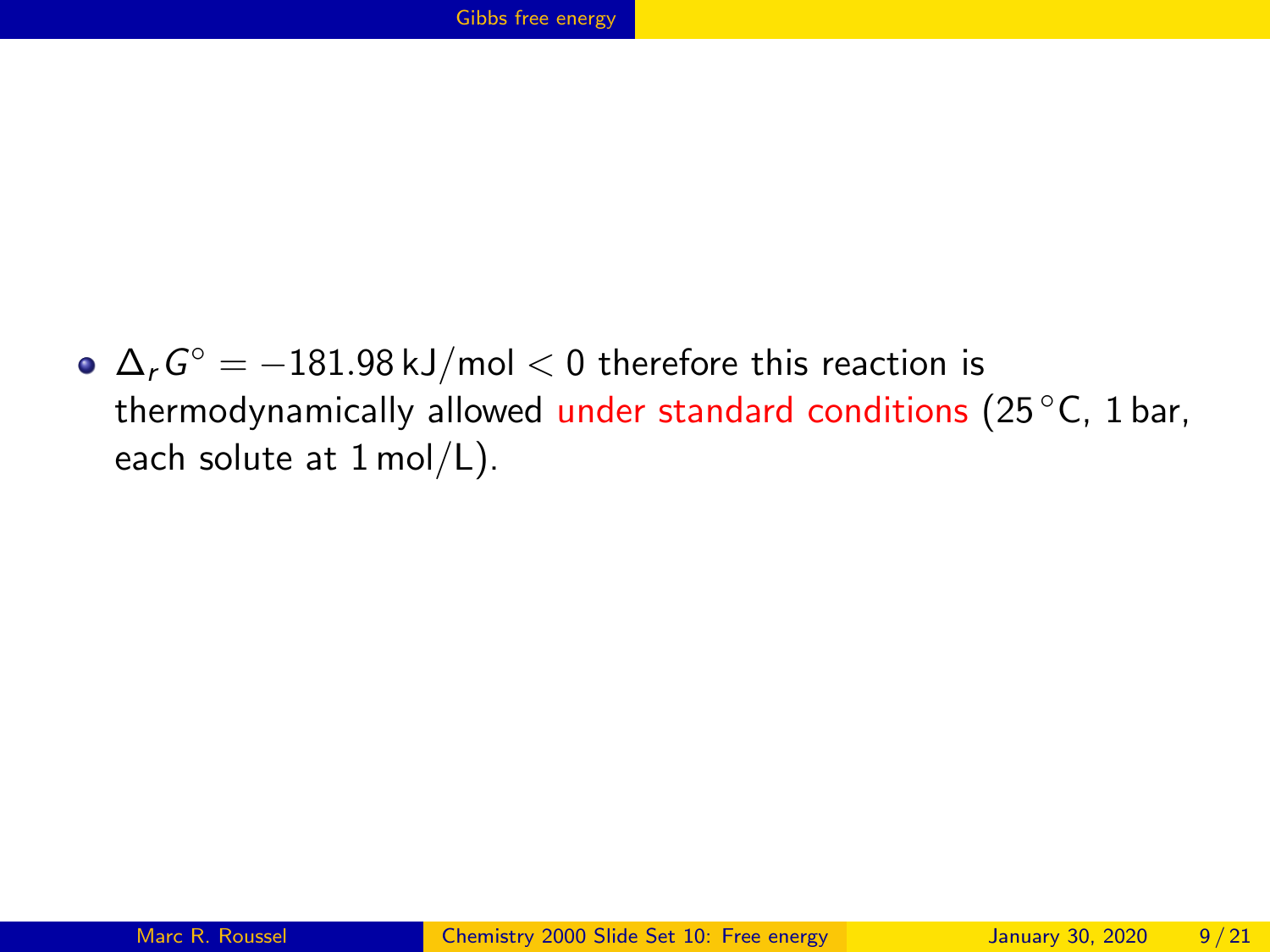- $\Delta_r G^\circ = -181.98\,\text{kJ/mol} < 0$ therefore this reaction is thermodynamically allowed under standard conditions ($25\,^\circ$C, 1 bar, each solute at 1 mol/L).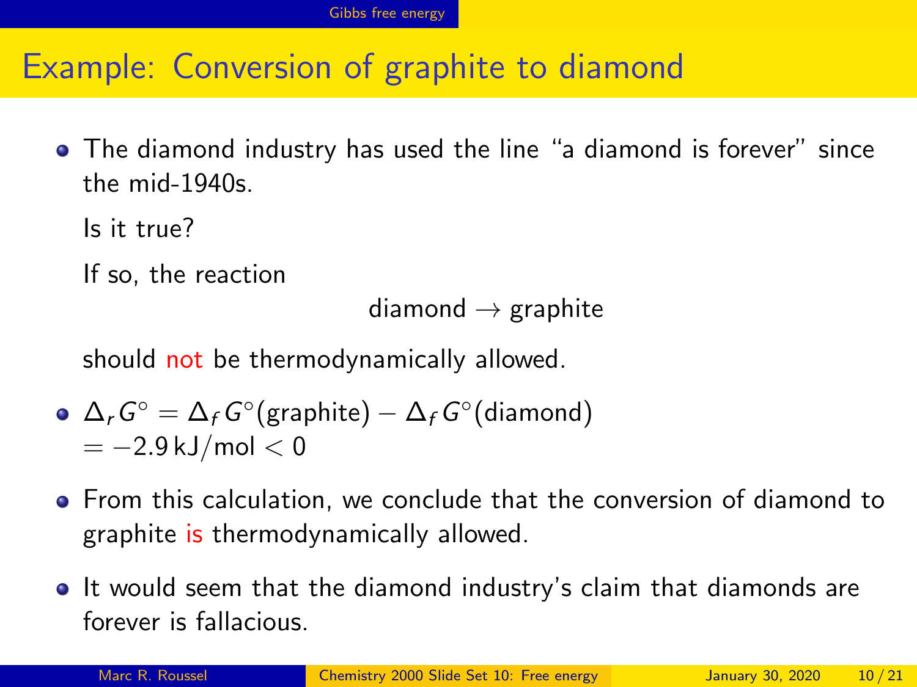# Example: Conversion of graphite to diamond

- The diamond industry has used the line “a diamond is forever” since the mid-1940s.

  Is it true?

  If so, the reaction

  $$\text{diamond} \rightarrow \text{graphite}$$

  should not be thermodynamically allowed.

- $\Delta_r G^\circ = \Delta_f G^\circ(\text{graphite}) - \Delta_f G^\circ(\text{diamond})$
  $= -2.9\,\text{kJ/mol} < 0$

- From this calculation, we conclude that the conversion of diamond to graphite is thermodynamically allowed.

- It would seem that the diamond industry’s claim that diamonds are forever is fallacious.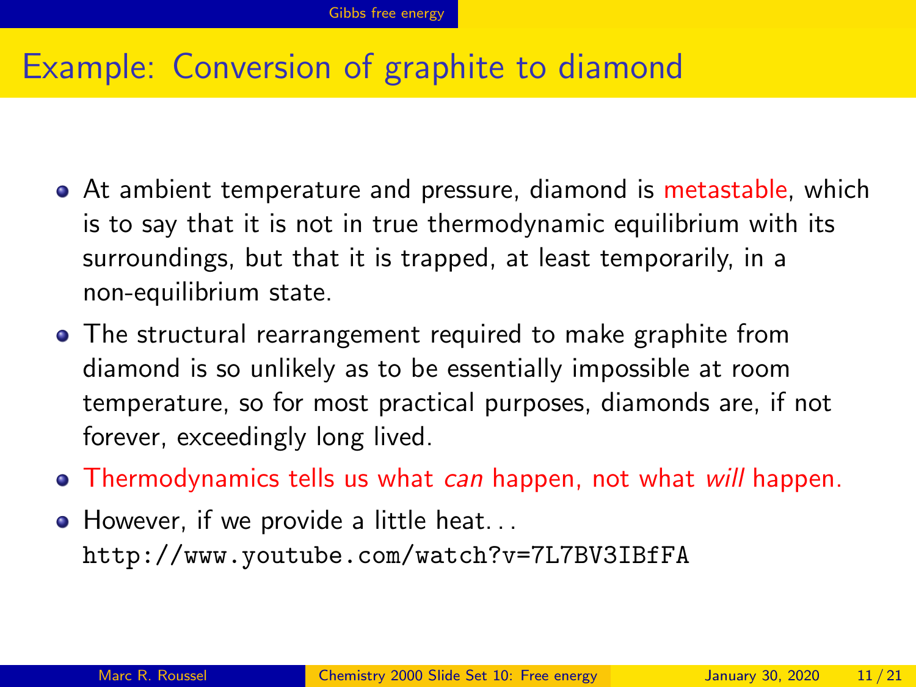# Example: Conversion of graphite to diamond

- At ambient temperature and pressure, diamond is metastable, which is to say that it is not in true thermodynamic equilibrium with its surroundings, but that it is trapped, at least temporarily, in a non-equilibrium state.
- The structural rearrangement required to make graphite from diamond is so unlikely as to be essentially impossible at room temperature, so for most practical purposes, diamonds are, if not forever, exceedingly long lived.
- Thermodynamics tells us what *can* happen, not what *will* happen.
- However, if we provide a little heat...
  `http://www.youtube.com/watch?v=7L7BV3IBfFA`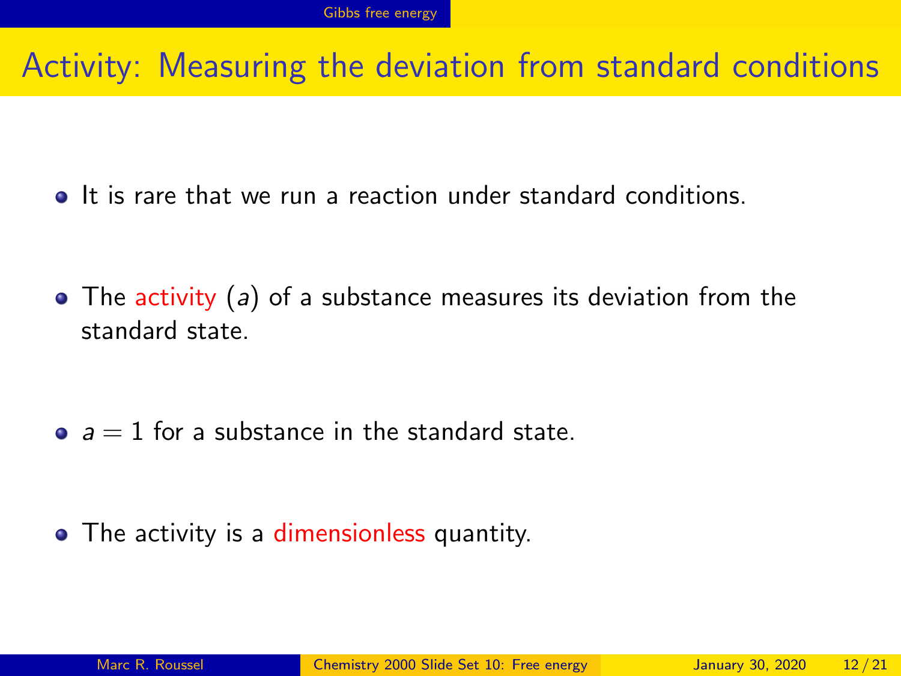# Activity: Measuring the deviation from standard conditions

- It is rare that we run a reaction under standard conditions.
- The activity ($a$) of a substance measures its deviation from the standard state.
- $a = 1$ for a substance in the standard state.
- The activity is a dimensionless quantity.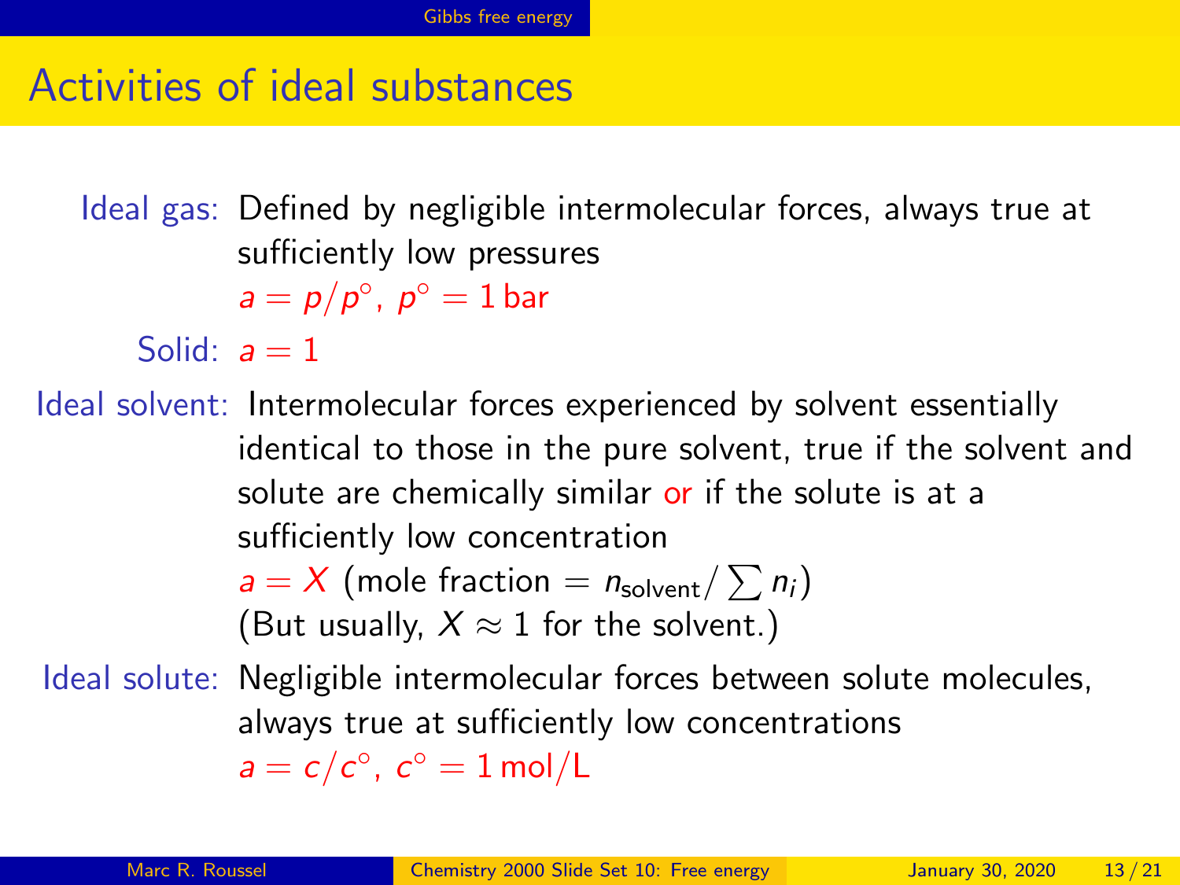# Activities of ideal substances

**Ideal gas:** Defined by negligible intermolecular forces, always true at sufficiently low pressures
$a = p/p^\circ$, $p^\circ = 1\,\text{bar}$

**Solid:** $a = 1$

**Ideal solvent:** Intermolecular forces experienced by solvent essentially identical to those in the pure solvent, true if the solvent and solute are chemically similar or if the solute is at a sufficiently low concentration
$a = X$ (mole fraction $= n_{\text{solvent}}/\sum n_i$)
(But usually, $X \approx 1$ for the solvent.)

**Ideal solute:** Negligible intermolecular forces between solute molecules, always true at sufficiently low concentrations
$a = c/c^\circ$, $c^\circ = 1\,\text{mol/L}$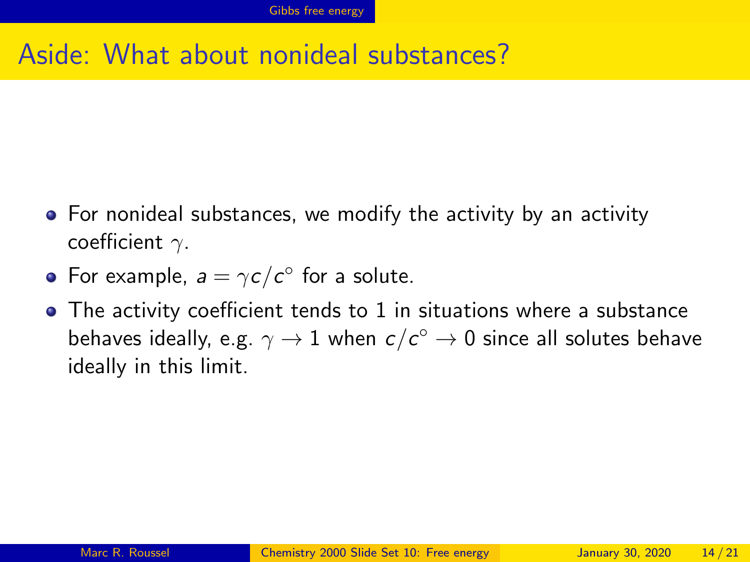# Aside: What about nonideal substances?

- For nonideal substances, we modify the activity by an activity coefficient $\gamma$.
- For example, $a = \gamma c/c^\circ$ for a solute.
- The activity coefficient tends to 1 in situations where a substance behaves ideally, e.g. $\gamma \to 1$ when $c/c^\circ \to 0$ since all solutes behave ideally in this limit.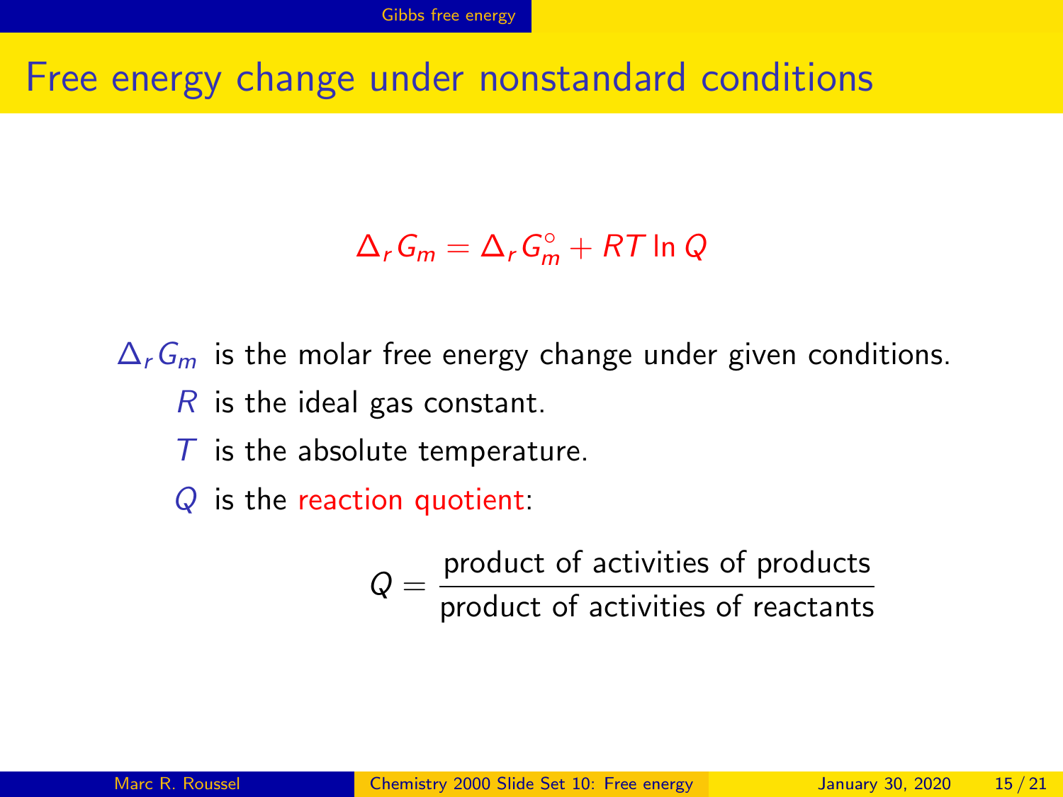# Free energy change under nonstandard conditions

$$\Delta_r G_m = \Delta_r G_m^\circ + RT \ln Q$$

$\Delta_r G_m$ is the molar free energy change under given conditions.

$R$ is the ideal gas constant.

$T$ is the absolute temperature.

$Q$ is the reaction quotient:

$$Q = \frac{\text{product of activities of products}}{\text{product of activities of reactants}}$$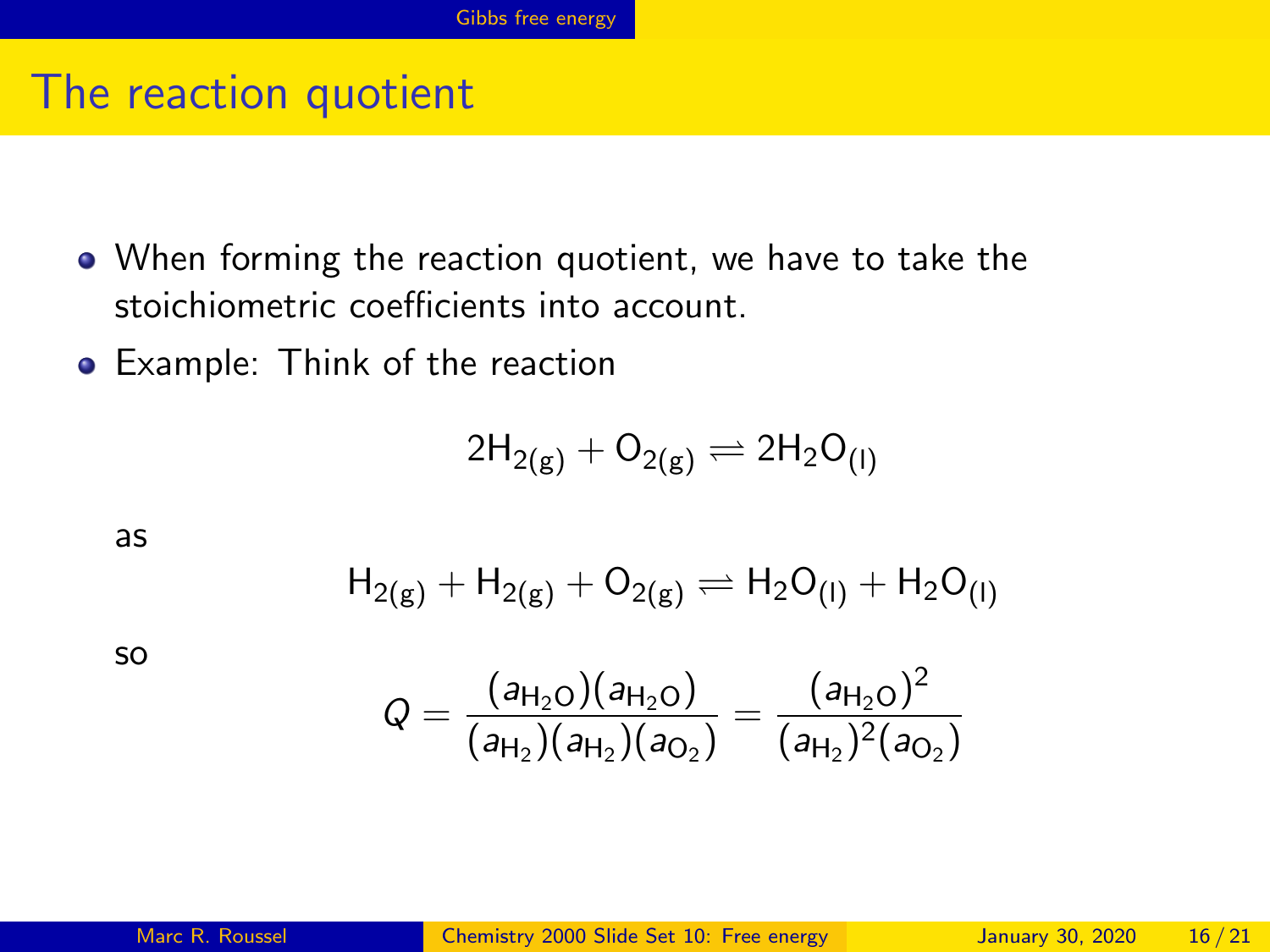# The reaction quotient

- When forming the reaction quotient, we have to take the stoichiometric coefficients into account.
- Example: Think of the reaction

  $$2\text{H}_{2(\text{g})} + \text{O}_{2(\text{g})} \rightleftharpoons 2\text{H}_2\text{O}_{(\text{l})}$$

  as

  $$\text{H}_{2(\text{g})} + \text{H}_{2(\text{g})} + \text{O}_{2(\text{g})} \rightleftharpoons \text{H}_2\text{O}_{(\text{l})} + \text{H}_2\text{O}_{(\text{l})}$$

  so

  $$Q = \frac{(a_{\text{H}_2\text{O}})(a_{\text{H}_2\text{O}})}{(a_{\text{H}_2})(a_{\text{H}_2})(a_{\text{O}_2})} = \frac{(a_{\text{H}_2\text{O}})^2}{(a_{\text{H}_2})^2(a_{\text{O}_2})}$$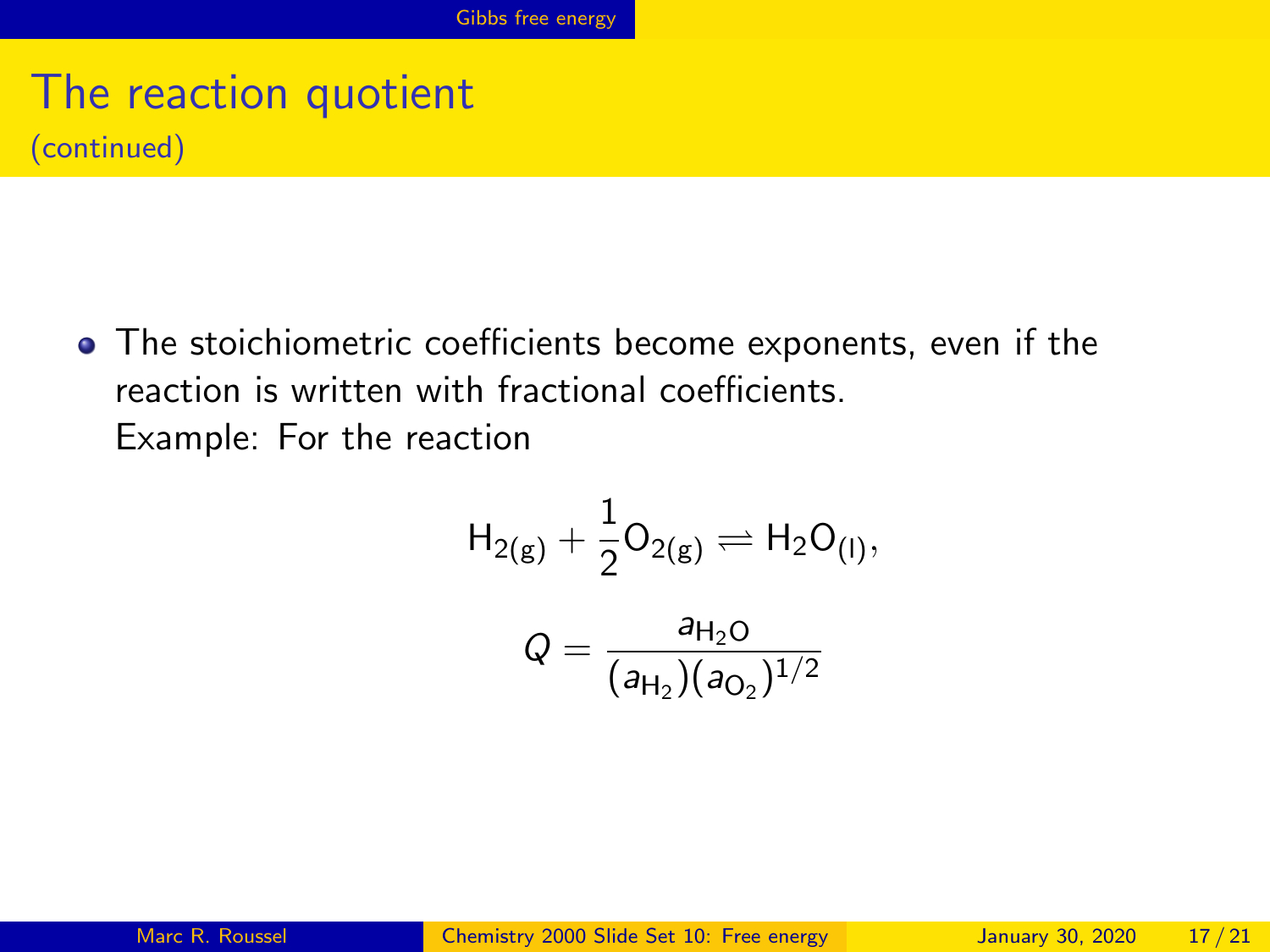# The reaction quotient
(continued)

- The stoichiometric coefficients become exponents, even if the reaction is written with fractional coefficients.
  Example: For the reaction

$$H_{2(g)} + \frac{1}{2}O_{2(g)} \rightleftharpoons H_2O_{(l)},$$

$$Q = \frac{a_{H_2O}}{(a_{H_2})(a_{O_2})^{1/2}}$$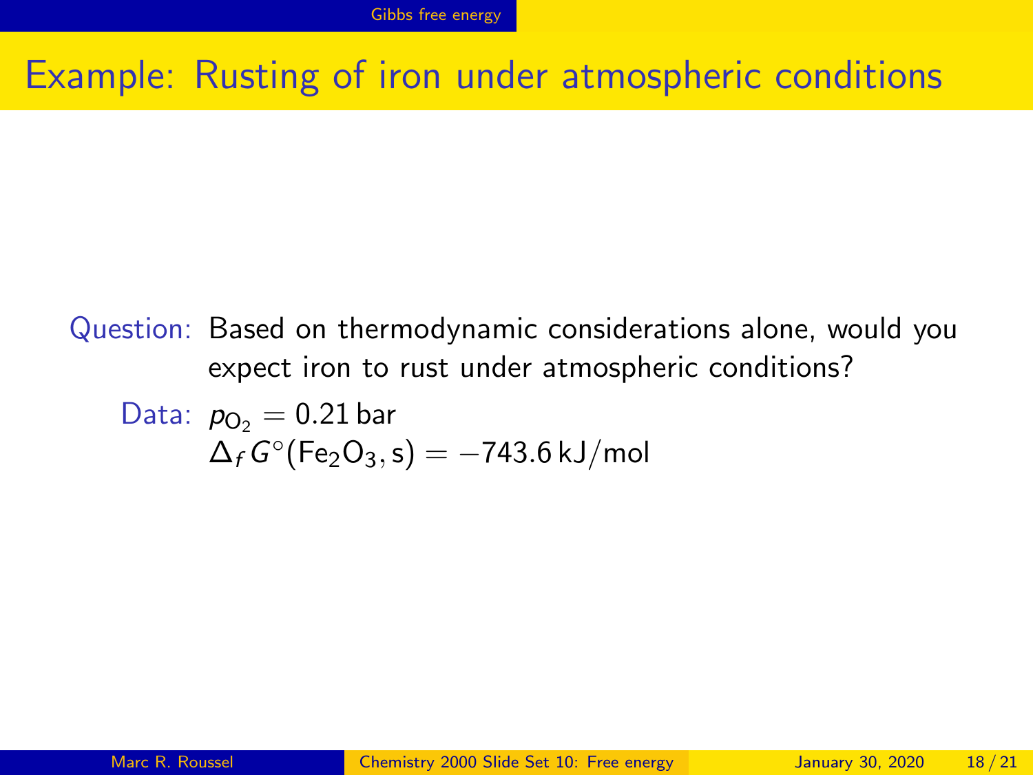# Example: Rusting of iron under atmospheric conditions

Question: Based on thermodynamic considerations alone, would you expect iron to rust under atmospheric conditions?

Data: $p_{O_2} = 0.21\,\text{bar}$
$\Delta_f G^\circ(\text{Fe}_2\text{O}_3, \text{s}) = -743.6\,\text{kJ/mol}$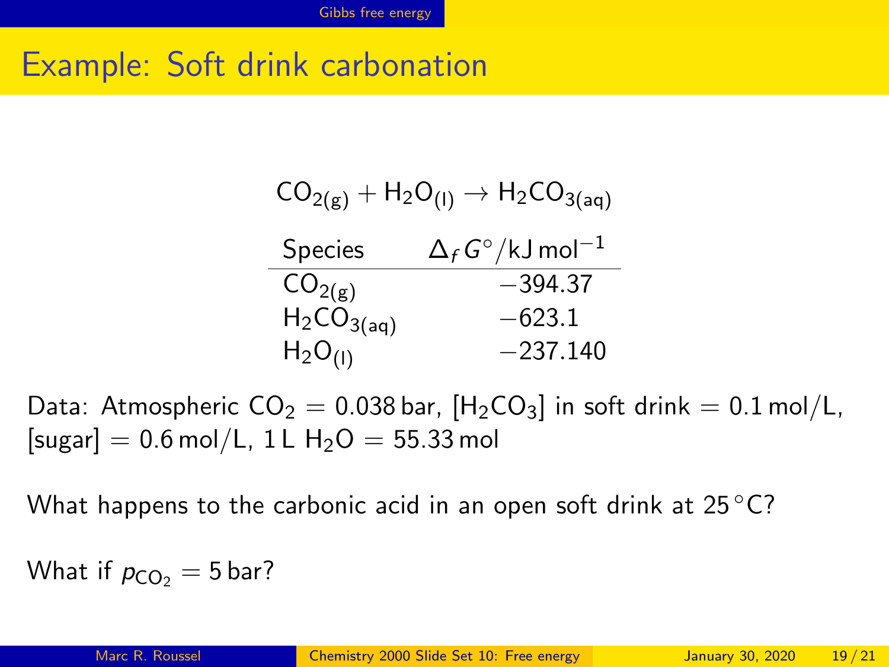# Example: Soft drink carbonation

$$CO_{2(g)} + H_2O_{(l)} \rightarrow H_2CO_{3(aq)}$$

| Species | $\Delta_f G^\circ/\text{kJ mol}^{-1}$ |
|---|---|
| $CO_{2(g)}$ | $-394.37$ |
| $H_2CO_{3(aq)}$ | $-623.1$ |
| $H_2O_{(l)}$ | $-237.140$ |

Data: Atmospheric $CO_2 = 0.038$ bar, $[H_2CO_3]$ in soft drink $= 0.1$ mol/L, [sugar] $= 0.6$ mol/L, 1 L $H_2O = 55.33$ mol

What happens to the carbonic acid in an open soft drink at 25 °C?

What if $p_{CO_2} = 5$ bar?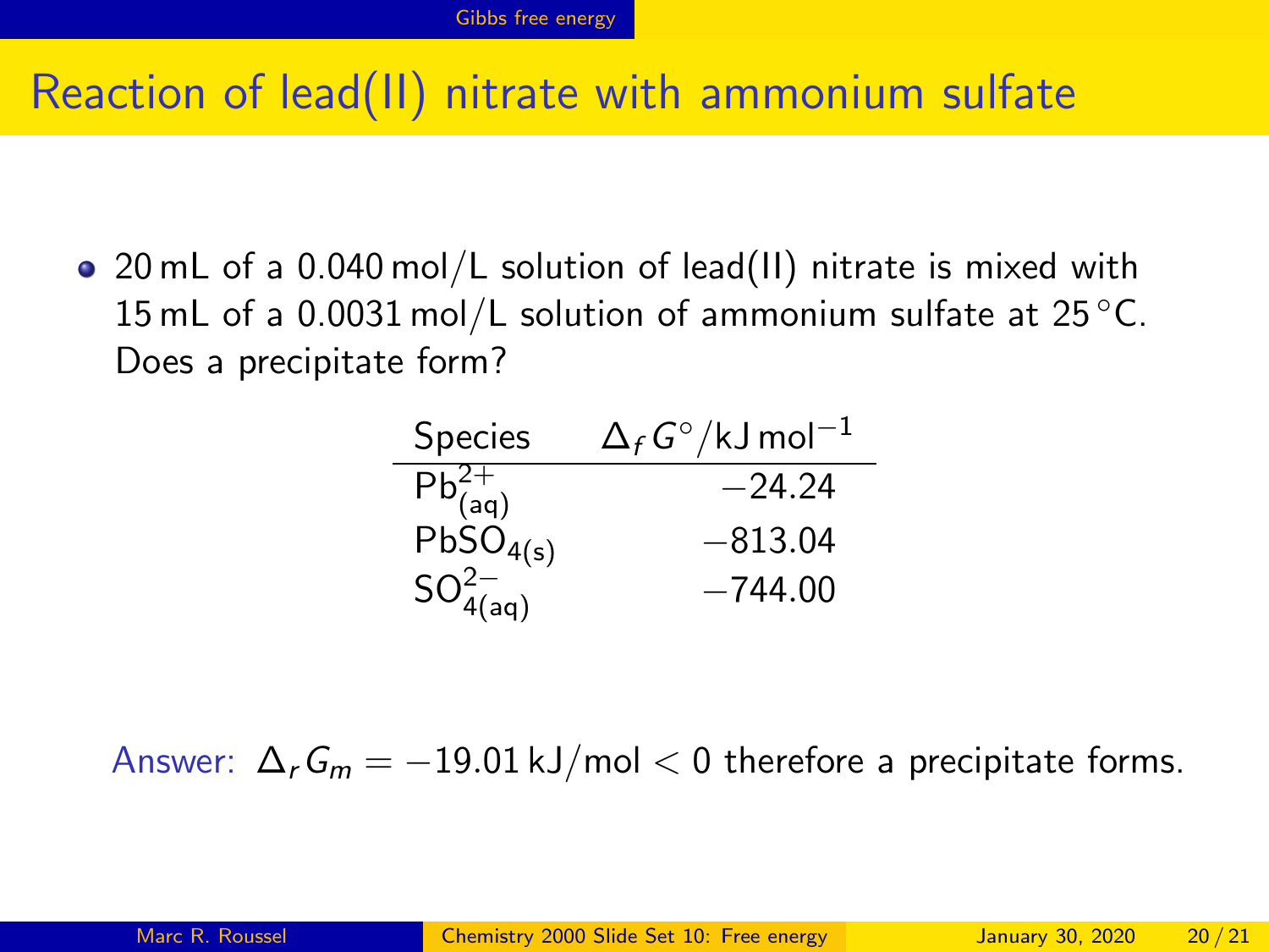# Reaction of lead(II) nitrate with ammonium sulfate

- 20 mL of a 0.040 mol/L solution of lead(II) nitrate is mixed with 15 mL of a 0.0031 mol/L solution of ammonium sulfate at 25 °C. Does a precipitate form?

| Species | $\Delta_f G^\circ/\text{kJ mol}^{-1}$ |
|---|---|
| $Pb^{2+}_{(aq)}$ | $-24.24$ |
| $PbSO_{4(s)}$ | $-813.04$ |
| $SO^{2-}_{4(aq)}$ | $-744.00$ |

Answer: $\Delta_r G_m = -19.01\,\text{kJ/mol} < 0$ therefore a precipitate forms.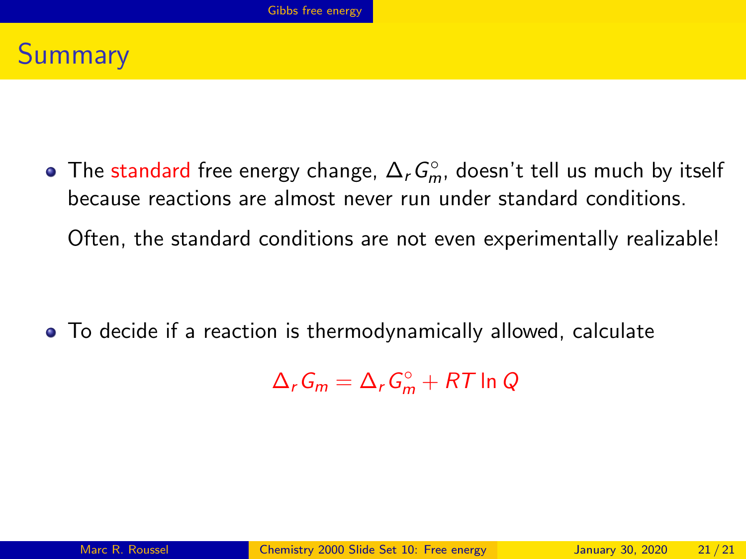# Summary

- The standard free energy change, $\Delta_r G_m^\circ$, doesn't tell us much by itself because reactions are almost never run under standard conditions.

  Often, the standard conditions are not even experimentally realizable!

- To decide if a reaction is thermodynamically allowed, calculate

$$\Delta_r G_m = \Delta_r G_m^\circ + RT \ln Q$$